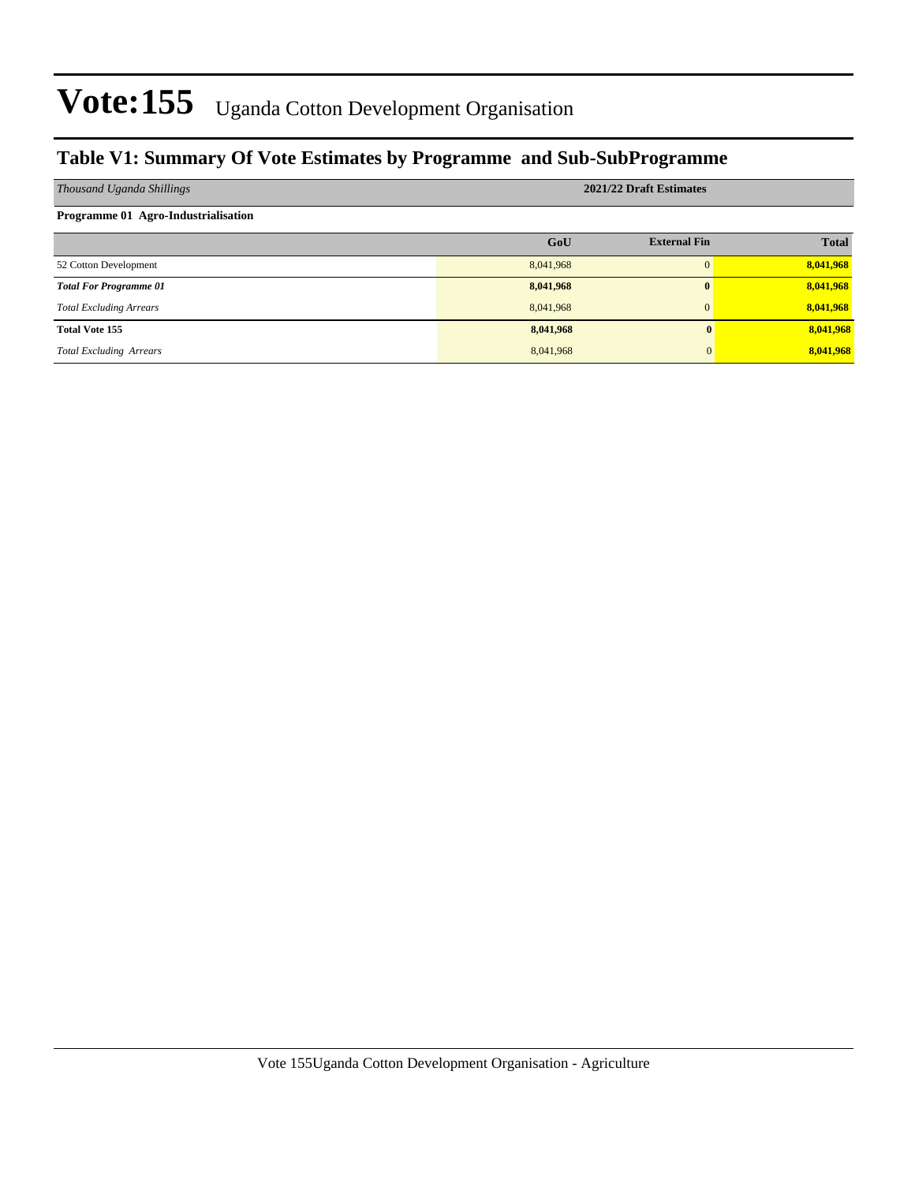# Vote:155 Uganda Cotton Development Organisation

## Table V1: Summary Of Vote Estimates by Programme and Sub-SubProgramme

| *Thousand Uganda Shillings* | 2021/22 Draft Estimates | | |
|---|---|---|---|
| **Programme 01 Agro-Industrialisation** | | | |
| | **GoU** | **External Fin** | **Total** |
| 52 Cotton Development | 8,041,968 | 0 | **8,041,968** |
| ***Total For Programme 01*** | **8,041,968** | **0** | **8,041,968** |
| *Total Excluding Arrears* | 8,041,968 | 0 | **8,041,968** |
| **Total Vote 155** | **8,041,968** | **0** | **8,041,968** |
| *Total Excluding Arrears* | 8,041,968 | 0 | **8,041,968** |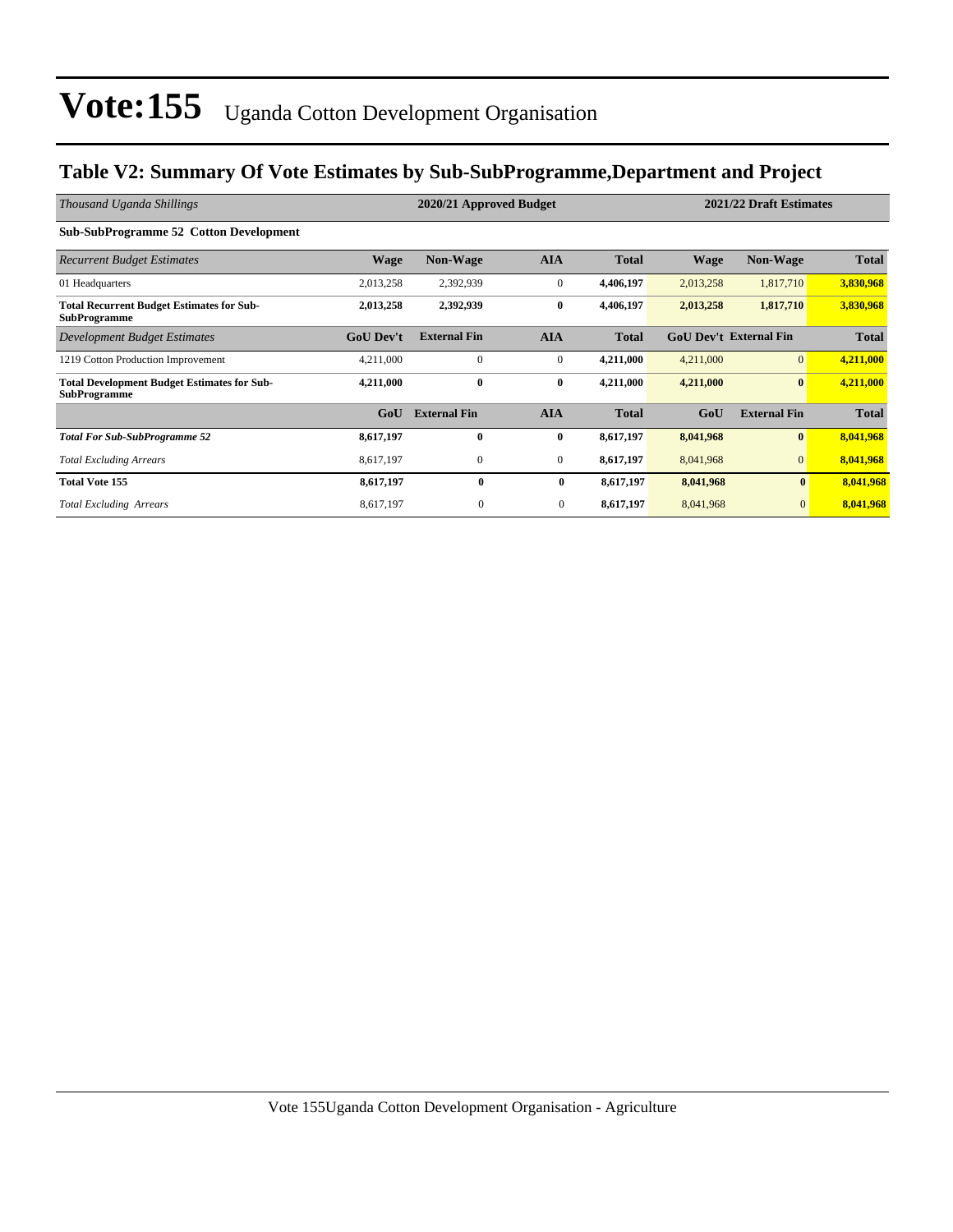# Vote:155 Uganda Cotton Development Organisation

## Table V2: Summary Of Vote Estimates by Sub-SubProgramme,Department and Project

| *Thousand Uganda Shillings* | 2020/21 Approved Budget | | | | 2021/22 Draft Estimates | | |
|---|---|---|---|---|---|---|---|
| **Sub-SubProgramme 52 Cotton Development** | | | | | | | |
| *Recurrent Budget Estimates* | **Wage** | **Non-Wage** | **AIA** | **Total** | **Wage** | **Non-Wage** | **Total** |
| 01 Headquarters | 2,013,258 | 2,392,939 | 0 | **4,406,197** | 2,013,258 | 1,817,710 | **3,830,968** |
| **Total Recurrent Budget Estimates for Sub-SubProgramme** | **2,013,258** | **2,392,939** | **0** | **4,406,197** | **2,013,258** | **1,817,710** | **3,830,968** |
| *Development Budget Estimates* | **GoU Dev't** | **External Fin** | **AIA** | **Total** | **GoU Dev't** | **External Fin** | **Total** |
| 1219 Cotton Production Improvement | 4,211,000 | 0 | 0 | **4,211,000** | 4,211,000 | 0 | **4,211,000** |
| **Total Development Budget Estimates for Sub-SubProgramme** | **4,211,000** | **0** | **0** | **4,211,000** | **4,211,000** | **0** | **4,211,000** |
| | **GoU** | **External Fin** | **AIA** | **Total** | **GoU** | **External Fin** | **Total** |
| ***Total For Sub-SubProgramme 52*** | **8,617,197** | **0** | **0** | **8,617,197** | **8,041,968** | **0** | **8,041,968** |
| *Total Excluding Arrears* | 8,617,197 | 0 | 0 | **8,617,197** | 8,041,968 | 0 | **8,041,968** |
| **Total Vote 155** | **8,617,197** | **0** | **0** | **8,617,197** | **8,041,968** | **0** | **8,041,968** |
| *Total Excluding Arrears* | 8,617,197 | 0 | 0 | **8,617,197** | 8,041,968 | 0 | **8,041,968** |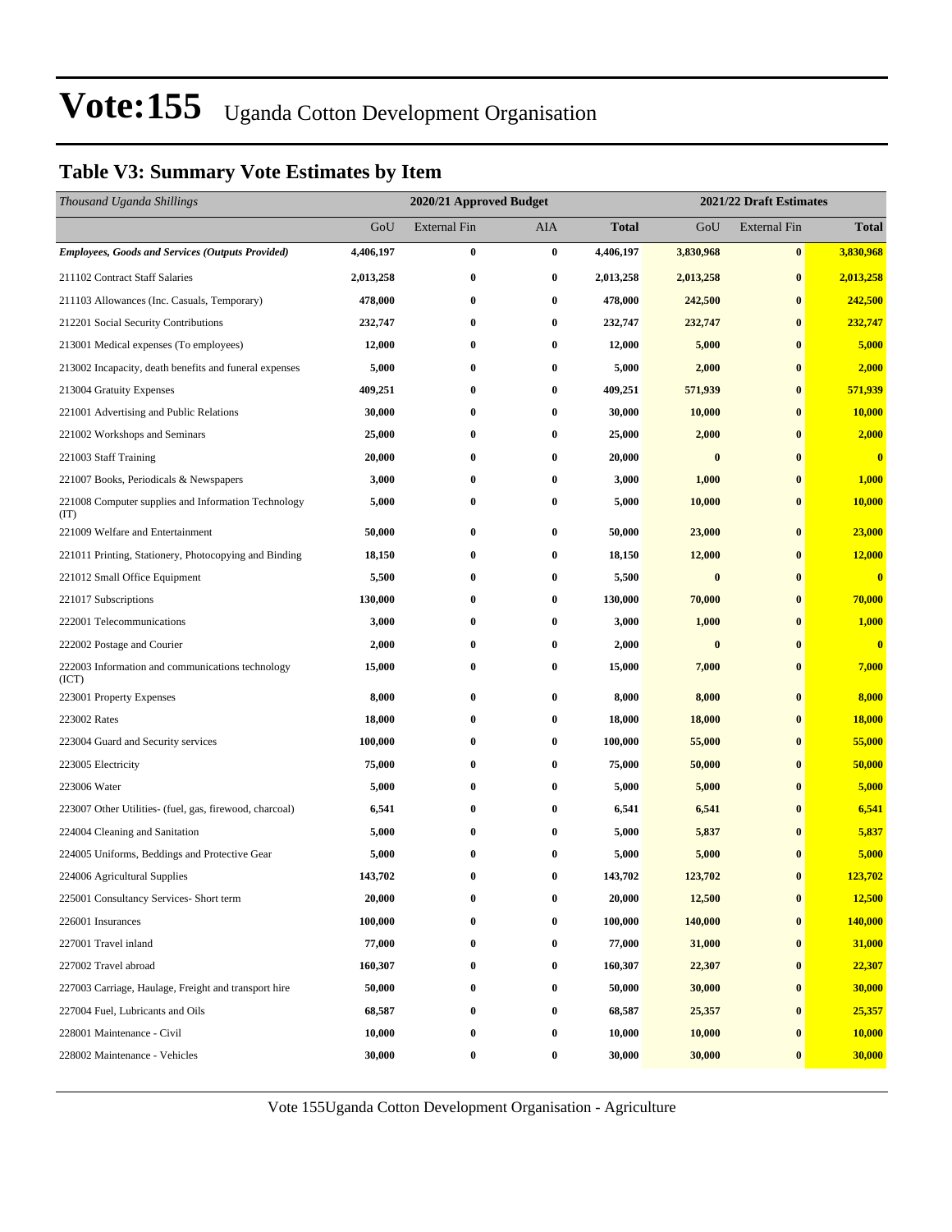# Vote:155 Uganda Cotton Development Organisation

## Table V3: Summary Vote Estimates by Item

| *Thousand Uganda Shillings* | 2020/21 Approved Budget | | | | 2021/22 Draft Estimates | | |
|---|---|---|---|---|---|---|---|
| | GoU | External Fin | AIA | **Total** | GoU | External Fin | **Total** |
| ***Employees, Goods and Services (Outputs Provided)*** | **4,406,197** | **0** | **0** | **4,406,197** | **3,830,968** | **0** | **3,830,968** |
| 211102 Contract Staff Salaries | **2,013,258** | **0** | **0** | **2,013,258** | **2,013,258** | **0** | **2,013,258** |
| 211103 Allowances (Inc. Casuals, Temporary) | **478,000** | **0** | **0** | **478,000** | **242,500** | **0** | **242,500** |
| 212201 Social Security Contributions | **232,747** | **0** | **0** | **232,747** | **232,747** | **0** | **232,747** |
| 213001 Medical expenses (To employees) | **12,000** | **0** | **0** | **12,000** | **5,000** | **0** | **5,000** |
| 213002 Incapacity, death benefits and funeral expenses | **5,000** | **0** | **0** | **5,000** | **2,000** | **0** | **2,000** |
| 213004 Gratuity Expenses | **409,251** | **0** | **0** | **409,251** | **571,939** | **0** | **571,939** |
| 221001 Advertising and Public Relations | **30,000** | **0** | **0** | **30,000** | **10,000** | **0** | **10,000** |
| 221002 Workshops and Seminars | **25,000** | **0** | **0** | **25,000** | **2,000** | **0** | **2,000** |
| 221003 Staff Training | **20,000** | **0** | **0** | **20,000** | **0** | **0** | **0** |
| 221007 Books, Periodicals & Newspapers | **3,000** | **0** | **0** | **3,000** | **1,000** | **0** | **1,000** |
| 221008 Computer supplies and Information Technology (IT) | **5,000** | **0** | **0** | **5,000** | **10,000** | **0** | **10,000** |
| 221009 Welfare and Entertainment | **50,000** | **0** | **0** | **50,000** | **23,000** | **0** | **23,000** |
| 221011 Printing, Stationery, Photocopying and Binding | **18,150** | **0** | **0** | **18,150** | **12,000** | **0** | **12,000** |
| 221012 Small Office Equipment | **5,500** | **0** | **0** | **5,500** | **0** | **0** | **0** |
| 221017 Subscriptions | **130,000** | **0** | **0** | **130,000** | **70,000** | **0** | **70,000** |
| 222001 Telecommunications | **3,000** | **0** | **0** | **3,000** | **1,000** | **0** | **1,000** |
| 222002 Postage and Courier | **2,000** | **0** | **0** | **2,000** | **0** | **0** | **0** |
| 222003 Information and communications technology (ICT) | **15,000** | **0** | **0** | **15,000** | **7,000** | **0** | **7,000** |
| 223001 Property Expenses | **8,000** | **0** | **0** | **8,000** | **8,000** | **0** | **8,000** |
| 223002 Rates | **18,000** | **0** | **0** | **18,000** | **18,000** | **0** | **18,000** |
| 223004 Guard and Security services | **100,000** | **0** | **0** | **100,000** | **55,000** | **0** | **55,000** |
| 223005 Electricity | **75,000** | **0** | **0** | **75,000** | **50,000** | **0** | **50,000** |
| 223006 Water | **5,000** | **0** | **0** | **5,000** | **5,000** | **0** | **5,000** |
| 223007 Other Utilities- (fuel, gas, firewood, charcoal) | **6,541** | **0** | **0** | **6,541** | **6,541** | **0** | **6,541** |
| 224004 Cleaning and Sanitation | **5,000** | **0** | **0** | **5,000** | **5,837** | **0** | **5,837** |
| 224005 Uniforms, Beddings and Protective Gear | **5,000** | **0** | **0** | **5,000** | **5,000** | **0** | **5,000** |
| 224006 Agricultural Supplies | **143,702** | **0** | **0** | **143,702** | **123,702** | **0** | **123,702** |
| 225001 Consultancy Services- Short term | **20,000** | **0** | **0** | **20,000** | **12,500** | **0** | **12,500** |
| 226001 Insurances | **100,000** | **0** | **0** | **100,000** | **140,000** | **0** | **140,000** |
| 227001 Travel inland | **77,000** | **0** | **0** | **77,000** | **31,000** | **0** | **31,000** |
| 227002 Travel abroad | **160,307** | **0** | **0** | **160,307** | **22,307** | **0** | **22,307** |
| 227003 Carriage, Haulage, Freight and transport hire | **50,000** | **0** | **0** | **50,000** | **30,000** | **0** | **30,000** |
| 227004 Fuel, Lubricants and Oils | **68,587** | **0** | **0** | **68,587** | **25,357** | **0** | **25,357** |
| 228001 Maintenance - Civil | **10,000** | **0** | **0** | **10,000** | **10,000** | **0** | **10,000** |
| 228002 Maintenance - Vehicles | **30,000** | **0** | **0** | **30,000** | **30,000** | **0** | **30,000** |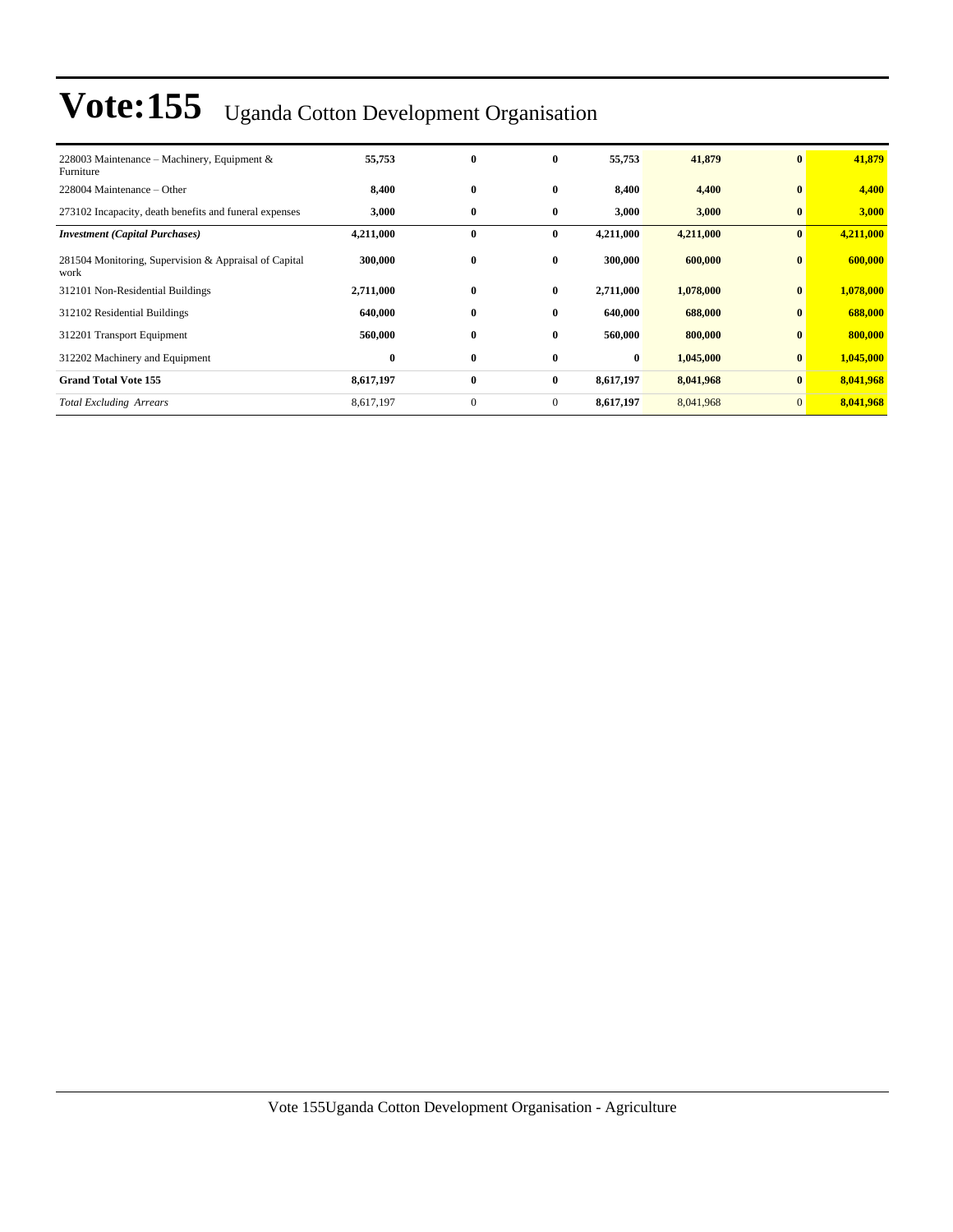| | | | | | | | |
|---|---|---|---|---|---|---|---|
| 228003 Maintenance – Machinery, Equipment & Furniture | **55,753** | **0** | **0** | **55,753** | **41,879** | **0** | **41,879** |
| 228004 Maintenance – Other | **8,400** | **0** | **0** | **8,400** | **4,400** | **0** | **4,400** |
| 273102 Incapacity, death benefits and funeral expenses | **3,000** | **0** | **0** | **3,000** | **3,000** | **0** | **3,000** |
| ***Investment (Capital Purchases)*** | **4,211,000** | **0** | **0** | **4,211,000** | **4,211,000** | **0** | **4,211,000** |
| 281504 Monitoring, Supervision & Appraisal of Capital work | **300,000** | **0** | **0** | **300,000** | **600,000** | **0** | **600,000** |
| 312101 Non-Residential Buildings | **2,711,000** | **0** | **0** | **2,711,000** | **1,078,000** | **0** | **1,078,000** |
| 312102 Residential Buildings | **640,000** | **0** | **0** | **640,000** | **688,000** | **0** | **688,000** |
| 312201 Transport Equipment | **560,000** | **0** | **0** | **560,000** | **800,000** | **0** | **800,000** |
| 312202 Machinery and Equipment | **0** | **0** | **0** | **0** | **1,045,000** | **0** | **1,045,000** |
| **Grand Total Vote 155** | **8,617,197** | **0** | **0** | **8,617,197** | **8,041,968** | **0** | **8,041,968** |
| *Total Excluding Arrears* | 8,617,197 | 0 | 0 | **8,617,197** | 8,041,968 | 0 | **8,041,968** |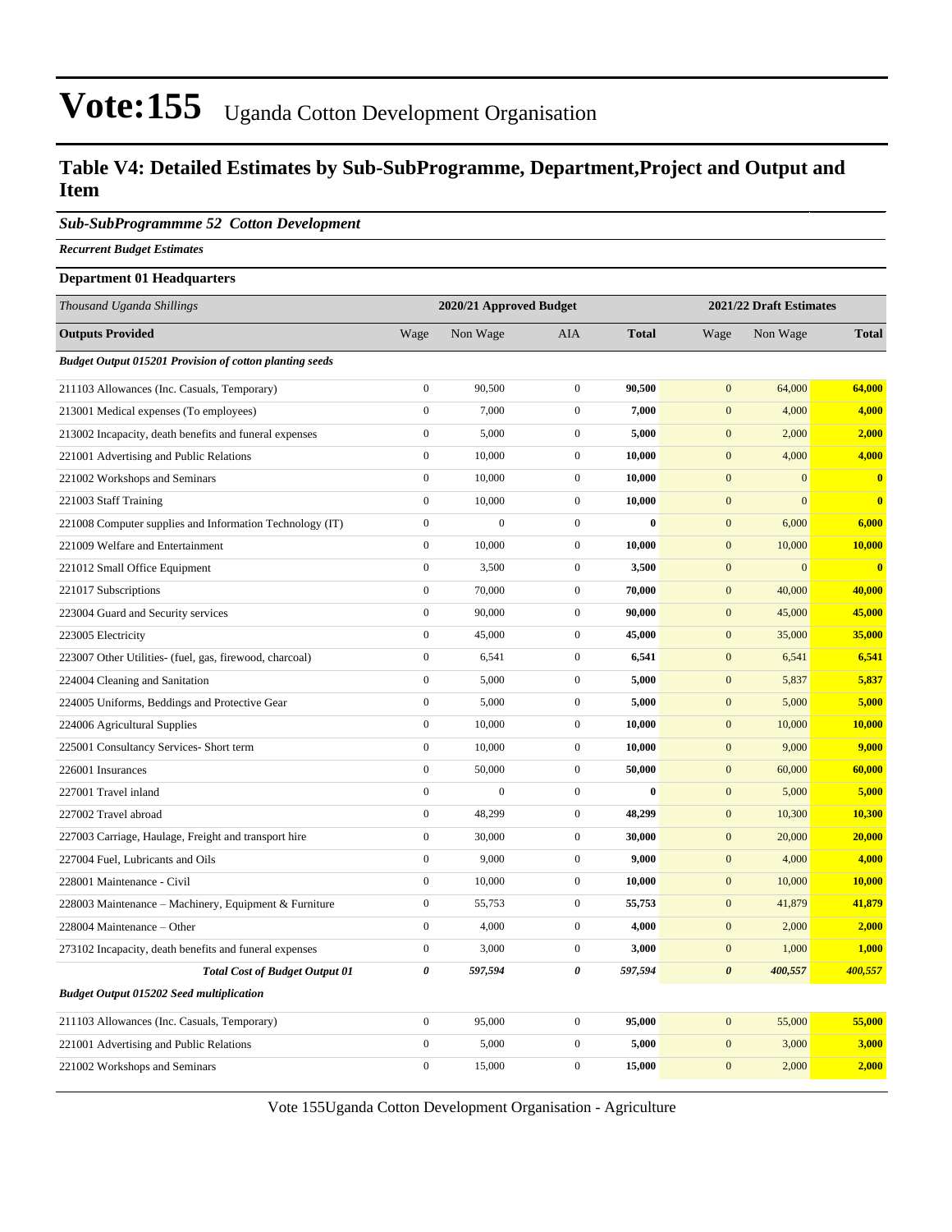# Vote:155 Uganda Cotton Development Organisation

## Table V4: Detailed Estimates by Sub-SubProgramme, Department,Project and Output and Item

### *Sub-SubProgrammme 52 Cotton Development*

***Recurrent Budget Estimates***

**Department 01 Headquarters**

| *Thousand Uganda Shillings* | 2020/21 Approved Budget | | | | 2021/22 Draft Estimates | | |
|---|---|---|---|---|---|---|---|
| **Outputs Provided** | Wage | Non Wage | AIA | **Total** | Wage | Non Wage | **Total** |
| ***Budget Output 015201 Provision of cotton planting seeds*** | | | | | | | |
| 211103 Allowances (Inc. Casuals, Temporary) | 0 | 90,500 | 0 | **90,500** | 0 | 64,000 | **64,000** |
| 213001 Medical expenses (To employees) | 0 | 7,000 | 0 | **7,000** | 0 | 4,000 | **4,000** |
| 213002 Incapacity, death benefits and funeral expenses | 0 | 5,000 | 0 | **5,000** | 0 | 2,000 | **2,000** |
| 221001 Advertising and Public Relations | 0 | 10,000 | 0 | **10,000** | 0 | 4,000 | **4,000** |
| 221002 Workshops and Seminars | 0 | 10,000 | 0 | **10,000** | 0 | 0 | **0** |
| 221003 Staff Training | 0 | 10,000 | 0 | **10,000** | 0 | 0 | **0** |
| 221008 Computer supplies and Information Technology (IT) | 0 | 0 | 0 | **0** | 0 | 6,000 | **6,000** |
| 221009 Welfare and Entertainment | 0 | 10,000 | 0 | **10,000** | 0 | 10,000 | **10,000** |
| 221012 Small Office Equipment | 0 | 3,500 | 0 | **3,500** | 0 | 0 | **0** |
| 221017 Subscriptions | 0 | 70,000 | 0 | **70,000** | 0 | 40,000 | **40,000** |
| 223004 Guard and Security services | 0 | 90,000 | 0 | **90,000** | 0 | 45,000 | **45,000** |
| 223005 Electricity | 0 | 45,000 | 0 | **45,000** | 0 | 35,000 | **35,000** |
| 223007 Other Utilities- (fuel, gas, firewood, charcoal) | 0 | 6,541 | 0 | **6,541** | 0 | 6,541 | **6,541** |
| 224004 Cleaning and Sanitation | 0 | 5,000 | 0 | **5,000** | 0 | 5,837 | **5,837** |
| 224005 Uniforms, Beddings and Protective Gear | 0 | 5,000 | 0 | **5,000** | 0 | 5,000 | **5,000** |
| 224006 Agricultural Supplies | 0 | 10,000 | 0 | **10,000** | 0 | 10,000 | **10,000** |
| 225001 Consultancy Services- Short term | 0 | 10,000 | 0 | **10,000** | 0 | 9,000 | **9,000** |
| 226001 Insurances | 0 | 50,000 | 0 | **50,000** | 0 | 60,000 | **60,000** |
| 227001 Travel inland | 0 | 0 | 0 | **0** | 0 | 5,000 | **5,000** |
| 227002 Travel abroad | 0 | 48,299 | 0 | **48,299** | 0 | 10,300 | **10,300** |
| 227003 Carriage, Haulage, Freight and transport hire | 0 | 30,000 | 0 | **30,000** | 0 | 20,000 | **20,000** |
| 227004 Fuel, Lubricants and Oils | 0 | 9,000 | 0 | **9,000** | 0 | 4,000 | **4,000** |
| 228001 Maintenance - Civil | 0 | 10,000 | 0 | **10,000** | 0 | 10,000 | **10,000** |
| 228003 Maintenance – Machinery, Equipment & Furniture | 0 | 55,753 | 0 | **55,753** | 0 | 41,879 | **41,879** |
| 228004 Maintenance – Other | 0 | 4,000 | 0 | **4,000** | 0 | 2,000 | **2,000** |
| 273102 Incapacity, death benefits and funeral expenses | 0 | 3,000 | 0 | **3,000** | 0 | 1,000 | **1,000** |
| ***Total Cost of Budget Output 01*** | ***0*** | ***597,594*** | ***0*** | ***597,594*** | ***0*** | ***400,557*** | ***400,557*** |
| ***Budget Output 015202 Seed multiplication*** | | | | | | | |
| 211103 Allowances (Inc. Casuals, Temporary) | 0 | 95,000 | 0 | **95,000** | 0 | 55,000 | **55,000** |
| 221001 Advertising and Public Relations | 0 | 5,000 | 0 | **5,000** | 0 | 3,000 | **3,000** |
| 221002 Workshops and Seminars | 0 | 15,000 | 0 | **15,000** | 0 | 2,000 | **2,000** |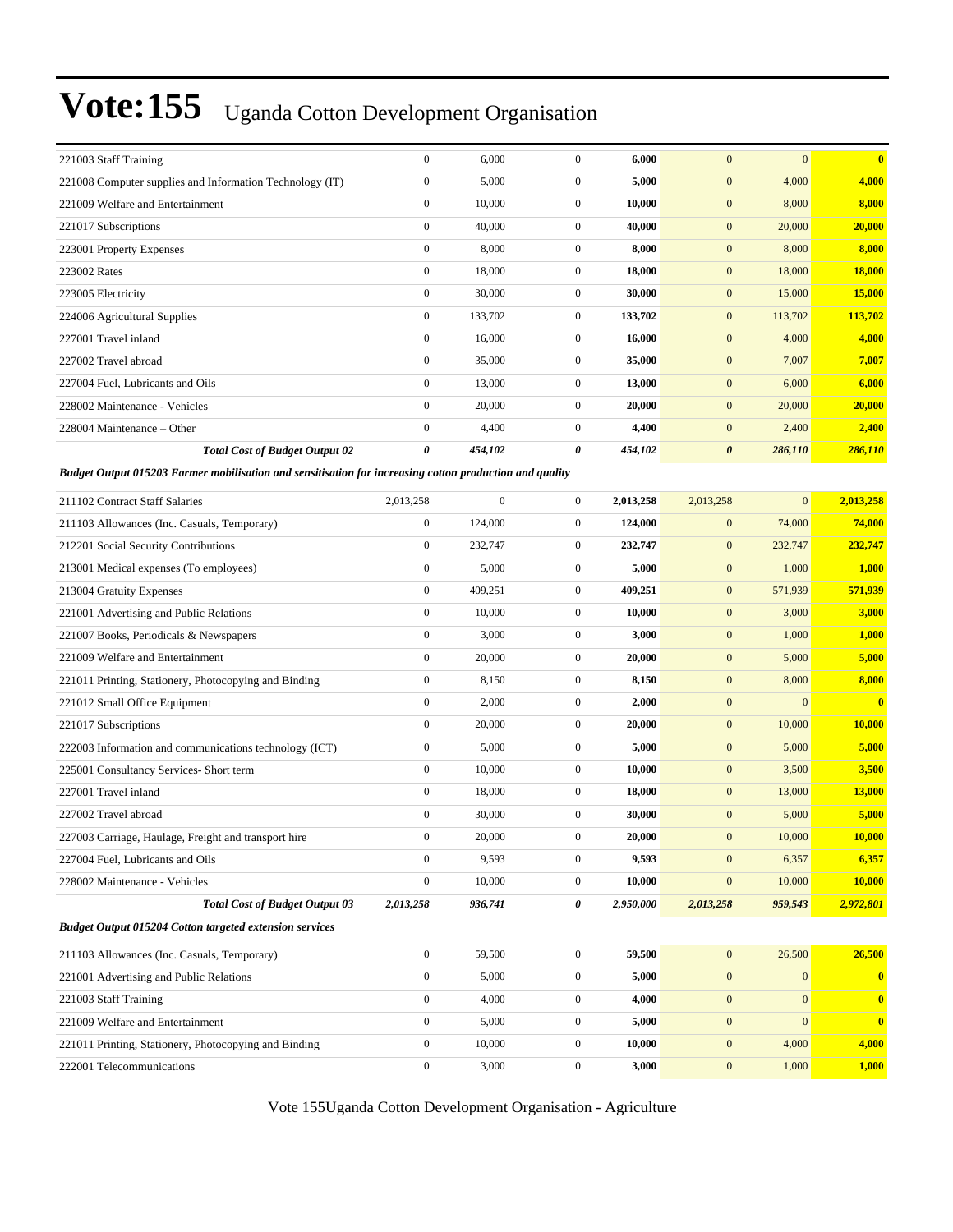# Vote:155 Uganda Cotton Development Organisation

| | | | | | | | |
|---|---|---|---|---|---|---|---|
| 221003 Staff Training | 0 | 6,000 | 0 | **6,000** | 0 | 0 | **0** |
| 221008 Computer supplies and Information Technology (IT) | 0 | 5,000 | 0 | **5,000** | 0 | 4,000 | **4,000** |
| 221009 Welfare and Entertainment | 0 | 10,000 | 0 | **10,000** | 0 | 8,000 | **8,000** |
| 221017 Subscriptions | 0 | 40,000 | 0 | **40,000** | 0 | 20,000 | **20,000** |
| 223001 Property Expenses | 0 | 8,000 | 0 | **8,000** | 0 | 8,000 | **8,000** |
| 223002 Rates | 0 | 18,000 | 0 | **18,000** | 0 | 18,000 | **18,000** |
| 223005 Electricity | 0 | 30,000 | 0 | **30,000** | 0 | 15,000 | **15,000** |
| 224006 Agricultural Supplies | 0 | 133,702 | 0 | **133,702** | 0 | 113,702 | **113,702** |
| 227001 Travel inland | 0 | 16,000 | 0 | **16,000** | 0 | 4,000 | **4,000** |
| 227002 Travel abroad | 0 | 35,000 | 0 | **35,000** | 0 | 7,007 | **7,007** |
| 227004 Fuel, Lubricants and Oils | 0 | 13,000 | 0 | **13,000** | 0 | 6,000 | **6,000** |
| 228002 Maintenance - Vehicles | 0 | 20,000 | 0 | **20,000** | 0 | 20,000 | **20,000** |
| 228004 Maintenance – Other | 0 | 4,400 | 0 | **4,400** | 0 | 2,400 | **2,400** |
| ***Total Cost of Budget Output 02*** | ***0*** | ***454,102*** | ***0*** | ***454,102*** | ***0*** | ***286,110*** | ***286,110*** |

***Budget Output 015203 Farmer mobilisation and sensitisation for increasing cotton production and quality***

| | | | | | | | |
|---|---|---|---|---|---|---|---|
| 211102 Contract Staff Salaries | 2,013,258 | 0 | 0 | **2,013,258** | 2,013,258 | 0 | **2,013,258** |
| 211103 Allowances (Inc. Casuals, Temporary) | 0 | 124,000 | 0 | **124,000** | 0 | 74,000 | **74,000** |
| 212201 Social Security Contributions | 0 | 232,747 | 0 | **232,747** | 0 | 232,747 | **232,747** |
| 213001 Medical expenses (To employees) | 0 | 5,000 | 0 | **5,000** | 0 | 1,000 | **1,000** |
| 213004 Gratuity Expenses | 0 | 409,251 | 0 | **409,251** | 0 | 571,939 | **571,939** |
| 221001 Advertising and Public Relations | 0 | 10,000 | 0 | **10,000** | 0 | 3,000 | **3,000** |
| 221007 Books, Periodicals & Newspapers | 0 | 3,000 | 0 | **3,000** | 0 | 1,000 | **1,000** |
| 221009 Welfare and Entertainment | 0 | 20,000 | 0 | **20,000** | 0 | 5,000 | **5,000** |
| 221011 Printing, Stationery, Photocopying and Binding | 0 | 8,150 | 0 | **8,150** | 0 | 8,000 | **8,000** |
| 221012 Small Office Equipment | 0 | 2,000 | 0 | **2,000** | 0 | 0 | **0** |
| 221017 Subscriptions | 0 | 20,000 | 0 | **20,000** | 0 | 10,000 | **10,000** |
| 222003 Information and communications technology (ICT) | 0 | 5,000 | 0 | **5,000** | 0 | 5,000 | **5,000** |
| 225001 Consultancy Services- Short term | 0 | 10,000 | 0 | **10,000** | 0 | 3,500 | **3,500** |
| 227001 Travel inland | 0 | 18,000 | 0 | **18,000** | 0 | 13,000 | **13,000** |
| 227002 Travel abroad | 0 | 30,000 | 0 | **30,000** | 0 | 5,000 | **5,000** |
| 227003 Carriage, Haulage, Freight and transport hire | 0 | 20,000 | 0 | **20,000** | 0 | 10,000 | **10,000** |
| 227004 Fuel, Lubricants and Oils | 0 | 9,593 | 0 | **9,593** | 0 | 6,357 | **6,357** |
| 228002 Maintenance - Vehicles | 0 | 10,000 | 0 | **10,000** | 0 | 10,000 | **10,000** |
| ***Total Cost of Budget Output 03*** | ***2,013,258*** | ***936,741*** | ***0*** | ***2,950,000*** | ***2,013,258*** | ***959,543*** | ***2,972,801*** |

***Budget Output 015204 Cotton targeted extension services***

| | | | | | | | |
|---|---|---|---|---|---|---|---|
| 211103 Allowances (Inc. Casuals, Temporary) | 0 | 59,500 | 0 | **59,500** | 0 | 26,500 | **26,500** |
| 221001 Advertising and Public Relations | 0 | 5,000 | 0 | **5,000** | 0 | 0 | **0** |
| 221003 Staff Training | 0 | 4,000 | 0 | **4,000** | 0 | 0 | **0** |
| 221009 Welfare and Entertainment | 0 | 5,000 | 0 | **5,000** | 0 | 0 | **0** |
| 221011 Printing, Stationery, Photocopying and Binding | 0 | 10,000 | 0 | **10,000** | 0 | 4,000 | **4,000** |
| 222001 Telecommunications | 0 | 3,000 | 0 | **3,000** | 0 | 1,000 | **1,000** |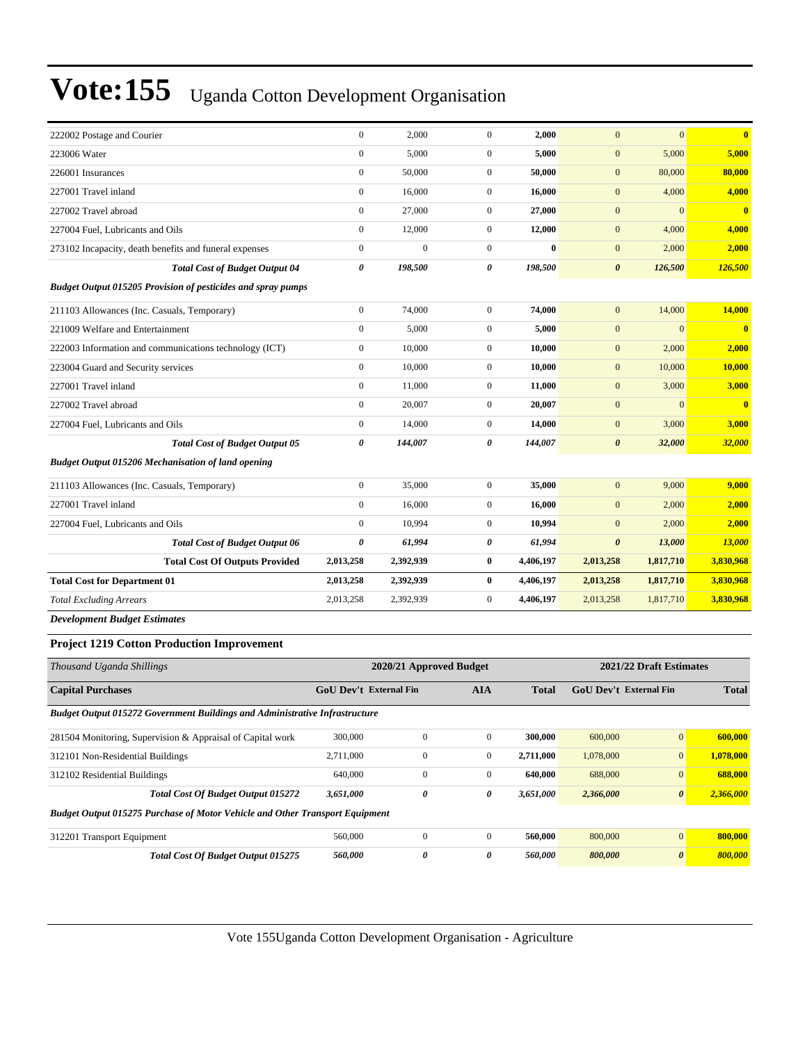# Vote:155 Uganda Cotton Development Organisation

| | | | | | | | |
|---|---|---|---|---|---|---|---|
| 222002 Postage and Courier | 0 | 2,000 | 0 | **2,000** | 0 | 0 | **0** |
| 223006 Water | 0 | 5,000 | 0 | **5,000** | 0 | 5,000 | **5,000** |
| 226001 Insurances | 0 | 50,000 | 0 | **50,000** | 0 | 80,000 | **80,000** |
| 227001 Travel inland | 0 | 16,000 | 0 | **16,000** | 0 | 4,000 | **4,000** |
| 227002 Travel abroad | 0 | 27,000 | 0 | **27,000** | 0 | 0 | **0** |
| 227004 Fuel, Lubricants and Oils | 0 | 12,000 | 0 | **12,000** | 0 | 4,000 | **4,000** |
| 273102 Incapacity, death benefits and funeral expenses | 0 | 0 | 0 | **0** | 0 | 2,000 | **2,000** |
| ***Total Cost of Budget Output 04*** | ***0*** | ***198,500*** | ***0*** | ***198,500*** | ***0*** | ***126,500*** | ***126,500*** |
| ***Budget Output 015205 Provision of pesticides and spray pumps*** | | | | | | | |
| 211103 Allowances (Inc. Casuals, Temporary) | 0 | 74,000 | 0 | **74,000** | 0 | 14,000 | **14,000** |
| 221009 Welfare and Entertainment | 0 | 5,000 | 0 | **5,000** | 0 | 0 | **0** |
| 222003 Information and communications technology (ICT) | 0 | 10,000 | 0 | **10,000** | 0 | 2,000 | **2,000** |
| 223004 Guard and Security services | 0 | 10,000 | 0 | **10,000** | 0 | 10,000 | **10,000** |
| 227001 Travel inland | 0 | 11,000 | 0 | **11,000** | 0 | 3,000 | **3,000** |
| 227002 Travel abroad | 0 | 20,007 | 0 | **20,007** | 0 | 0 | **0** |
| 227004 Fuel, Lubricants and Oils | 0 | 14,000 | 0 | **14,000** | 0 | 3,000 | **3,000** |
| ***Total Cost of Budget Output 05*** | ***0*** | ***144,007*** | ***0*** | ***144,007*** | ***0*** | ***32,000*** | ***32,000*** |
| ***Budget Output 015206 Mechanisation of land opening*** | | | | | | | |
| 211103 Allowances (Inc. Casuals, Temporary) | 0 | 35,000 | 0 | **35,000** | 0 | 9,000 | **9,000** |
| 227001 Travel inland | 0 | 16,000 | 0 | **16,000** | 0 | 2,000 | **2,000** |
| 227004 Fuel, Lubricants and Oils | 0 | 10,994 | 0 | **10,994** | 0 | 2,000 | **2,000** |
| ***Total Cost of Budget Output 06*** | ***0*** | ***61,994*** | ***0*** | ***61,994*** | ***0*** | ***13,000*** | ***13,000*** |
| **Total Cost Of Outputs Provided** | **2,013,258** | **2,392,939** | **0** | **4,406,197** | **2,013,258** | **1,817,710** | **3,830,968** |
| **Total Cost for Department 01** | **2,013,258** | **2,392,939** | **0** | **4,406,197** | **2,013,258** | **1,817,710** | **3,830,968** |
| *Total Excluding Arrears* | 2,013,258 | 2,392,939 | 0 | **4,406,197** | 2,013,258 | 1,817,710 | **3,830,968** |

***Development Budget Estimates***

### Project 1219 Cotton Production Improvement

| *Thousand Uganda Shillings* | 2020/21 Approved Budget | | | | 2021/22 Draft Estimates | | |
|---|---|---|---|---|---|---|---|
| **Capital Purchases** | **GoU Dev't** | **External Fin** | **AIA** | **Total** | **GoU Dev't** | **External Fin** | **Total** |
| ***Budget Output 015272 Government Buildings and Administrative Infrastructure*** | | | | | | | |
| 281504 Monitoring, Supervision & Appraisal of Capital work | 300,000 | 0 | 0 | **300,000** | 600,000 | 0 | **600,000** |
| 312101 Non-Residential Buildings | 2,711,000 | 0 | 0 | **2,711,000** | 1,078,000 | 0 | **1,078,000** |
| 312102 Residential Buildings | 640,000 | 0 | 0 | **640,000** | 688,000 | 0 | **688,000** |
| ***Total Cost Of Budget Output 015272*** | ***3,651,000*** | ***0*** | ***0*** | ***3,651,000*** | ***2,366,000*** | ***0*** | ***2,366,000*** |
| ***Budget Output 015275 Purchase of Motor Vehicle and Other Transport Equipment*** | | | | | | | |
| 312201 Transport Equipment | 560,000 | 0 | 0 | **560,000** | 800,000 | 0 | **800,000** |
| ***Total Cost Of Budget Output 015275*** | ***560,000*** | ***0*** | ***0*** | ***560,000*** | ***800,000*** | ***0*** | ***800,000*** |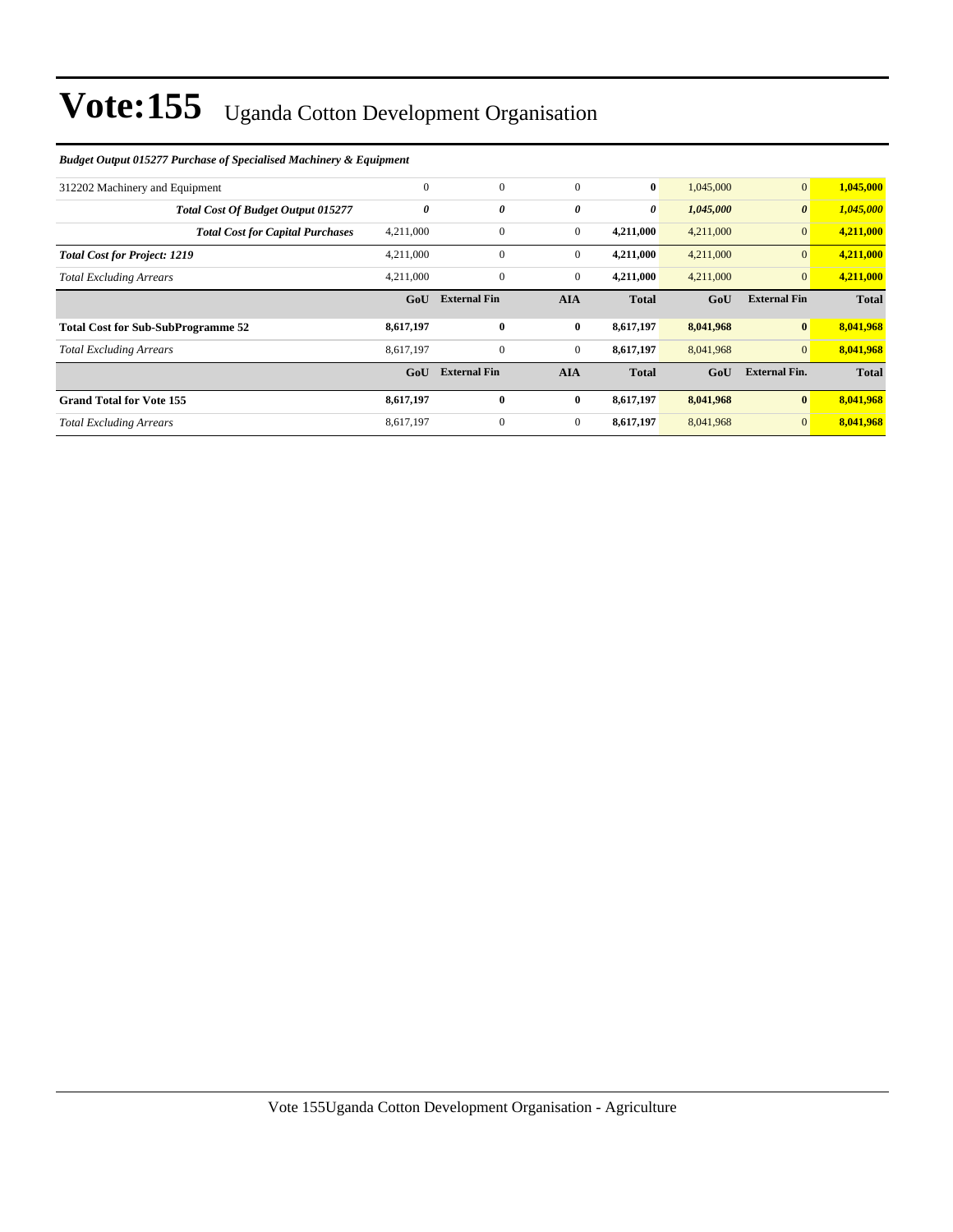*Budget Output 015277 Purchase of Specialised Machinery & Equipment*

| | | | | | | | |
|---|---|---|---|---|---|---|---|
| 312202 Machinery and Equipment | 0 | 0 | 0 | **0** | 1,045,000 | 0 | **1,045,000** |
| ***Total Cost Of Budget Output 015277*** | ***0*** | ***0*** | ***0*** | ***0*** | ***1,045,000*** | ***0*** | ***1,045,000*** |
| ***Total Cost for Capital Purchases*** | 4,211,000 | 0 | 0 | **4,211,000** | 4,211,000 | 0 | **4,211,000** |
| ***Total Cost for Project: 1219*** | 4,211,000 | 0 | 0 | **4,211,000** | 4,211,000 | 0 | **4,211,000** |
| *Total Excluding Arrears* | 4,211,000 | 0 | 0 | **4,211,000** | 4,211,000 | 0 | **4,211,000** |
| | **GoU** | **External Fin** | **AIA** | **Total** | **GoU** | **External Fin** | **Total** |
| **Total Cost for Sub-SubProgramme 52** | **8,617,197** | **0** | **0** | **8,617,197** | **8,041,968** | **0** | **8,041,968** |
| *Total Excluding Arrears* | 8,617,197 | 0 | 0 | **8,617,197** | 8,041,968 | 0 | **8,041,968** |
| | **GoU** | **External Fin** | **AIA** | **Total** | **GoU** | **External Fin.** | **Total** |
| **Grand Total for Vote 155** | **8,617,197** | **0** | **0** | **8,617,197** | **8,041,968** | **0** | **8,041,968** |
| *Total Excluding Arrears* | 8,617,197 | 0 | 0 | **8,617,197** | 8,041,968 | 0 | **8,041,968** |